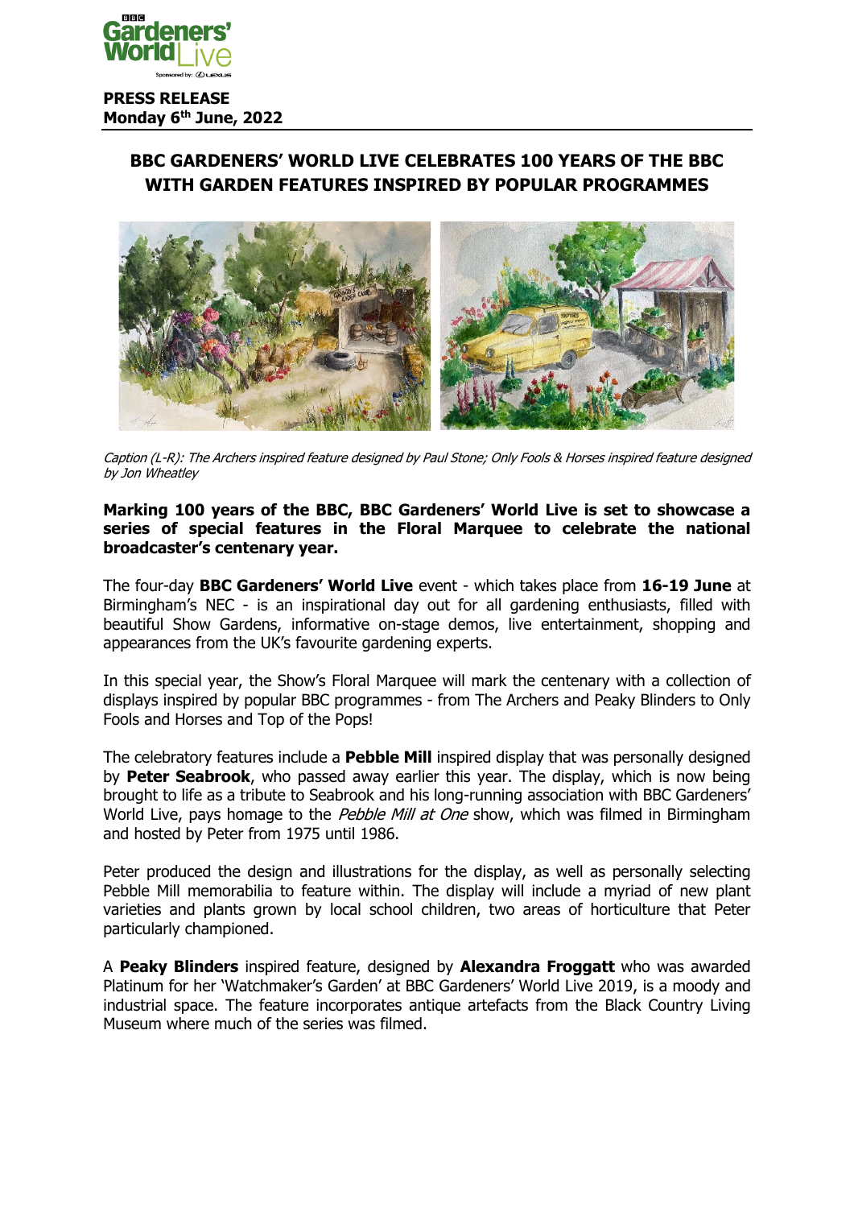**PRESS RELEASE**
**Monday 6th June, 2022**

# BBC GARDENERS' WORLD LIVE CELEBRATES 100 YEARS OF THE BBC WITH GARDEN FEATURES INSPIRED BY POPULAR PROGRAMMES

*Caption (L-R): The Archers inspired feature designed by Paul Stone; Only Fools & Horses inspired feature designed by Jon Wheatley*

**Marking 100 years of the BBC, BBC Gardeners' World Live is set to showcase a series of special features in the Floral Marquee to celebrate the national broadcaster's centenary year.**

The four-day **BBC Gardeners' World Live** event - which takes place from **16-19 June** at Birmingham's NEC - is an inspirational day out for all gardening enthusiasts, filled with beautiful Show Gardens, informative on-stage demos, live entertainment, shopping and appearances from the UK's favourite gardening experts.

In this special year, the Show's Floral Marquee will mark the centenary with a collection of displays inspired by popular BBC programmes - from The Archers and Peaky Blinders to Only Fools and Horses and Top of the Pops!

The celebratory features include a **Pebble Mill** inspired display that was personally designed by **Peter Seabrook**, who passed away earlier this year. The display, which is now being brought to life as a tribute to Seabrook and his long-running association with BBC Gardeners' World Live, pays homage to the *Pebble Mill at One* show, which was filmed in Birmingham and hosted by Peter from 1975 until 1986.

Peter produced the design and illustrations for the display, as well as personally selecting Pebble Mill memorabilia to feature within. The display will include a myriad of new plant varieties and plants grown by local school children, two areas of horticulture that Peter particularly championed.

A **Peaky Blinders** inspired feature, designed by **Alexandra Froggatt** who was awarded Platinum for her 'Watchmaker's Garden' at BBC Gardeners' World Live 2019, is a moody and industrial space. The feature incorporates antique artefacts from the Black Country Living Museum where much of the series was filmed.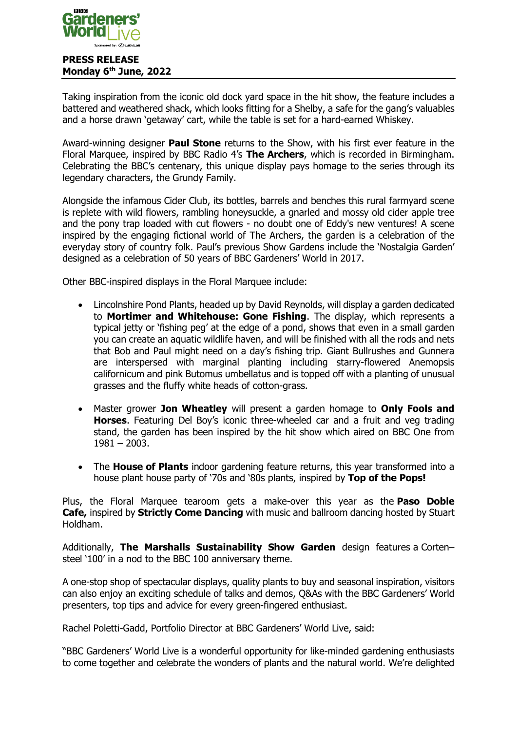**PRESS RELEASE**
**Monday 6th June, 2022**

Taking inspiration from the iconic old dock yard space in the hit show, the feature includes a battered and weathered shack, which looks fitting for a Shelby, a safe for the gang's valuables and a horse drawn 'getaway' cart, while the table is set for a hard-earned Whiskey.

Award-winning designer **Paul Stone** returns to the Show, with his first ever feature in the Floral Marquee, inspired by BBC Radio 4's **The Archers**, which is recorded in Birmingham. Celebrating the BBC's centenary, this unique display pays homage to the series through its legendary characters, the Grundy Family.

Alongside the infamous Cider Club, its bottles, barrels and benches this rural farmyard scene is replete with wild flowers, rambling honeysuckle, a gnarled and mossy old cider apple tree and the pony trap loaded with cut flowers - no doubt one of Eddy's new ventures! A scene inspired by the engaging fictional world of The Archers, the garden is a celebration of the everyday story of country folk. Paul's previous Show Gardens include the 'Nostalgia Garden' designed as a celebration of 50 years of BBC Gardeners' World in 2017.

Other BBC-inspired displays in the Floral Marquee include:

- Lincolnshire Pond Plants, headed up by David Reynolds, will display a garden dedicated to **Mortimer and Whitehouse: Gone Fishing**. The display, which represents a typical jetty or 'fishing peg' at the edge of a pond, shows that even in a small garden you can create an aquatic wildlife haven, and will be finished with all the rods and nets that Bob and Paul might need on a day's fishing trip. Giant Bullrushes and Gunnera are interspersed with marginal planting including starry-flowered Anemopsis californicum and pink Butomus umbellatus and is topped off with a planting of unusual grasses and the fluffy white heads of cotton-grass.

- Master grower **Jon Wheatley** will present a garden homage to **Only Fools and Horses**. Featuring Del Boy's iconic three-wheeled car and a fruit and veg trading stand, the garden has been inspired by the hit show which aired on BBC One from 1981 – 2003.

- The **House of Plants** indoor gardening feature returns, this year transformed into a house plant house party of '70s and '80s plants, inspired by **Top of the Pops!**

Plus, the Floral Marquee tearoom gets a make-over this year as the **Paso Doble Cafe,** inspired by **Strictly Come Dancing** with music and ballroom dancing hosted by Stuart Holdham.

Additionally, **The Marshalls Sustainability Show Garden** design features a Corten–steel '100' in a nod to the BBC 100 anniversary theme.

A one-stop shop of spectacular displays, quality plants to buy and seasonal inspiration, visitors can also enjoy an exciting schedule of talks and demos, Q&As with the BBC Gardeners' World presenters, top tips and advice for every green-fingered enthusiast.

Rachel Poletti-Gadd, Portfolio Director at BBC Gardeners' World Live, said:

"BBC Gardeners' World Live is a wonderful opportunity for like-minded gardening enthusiasts to come together and celebrate the wonders of plants and the natural world. We're delighted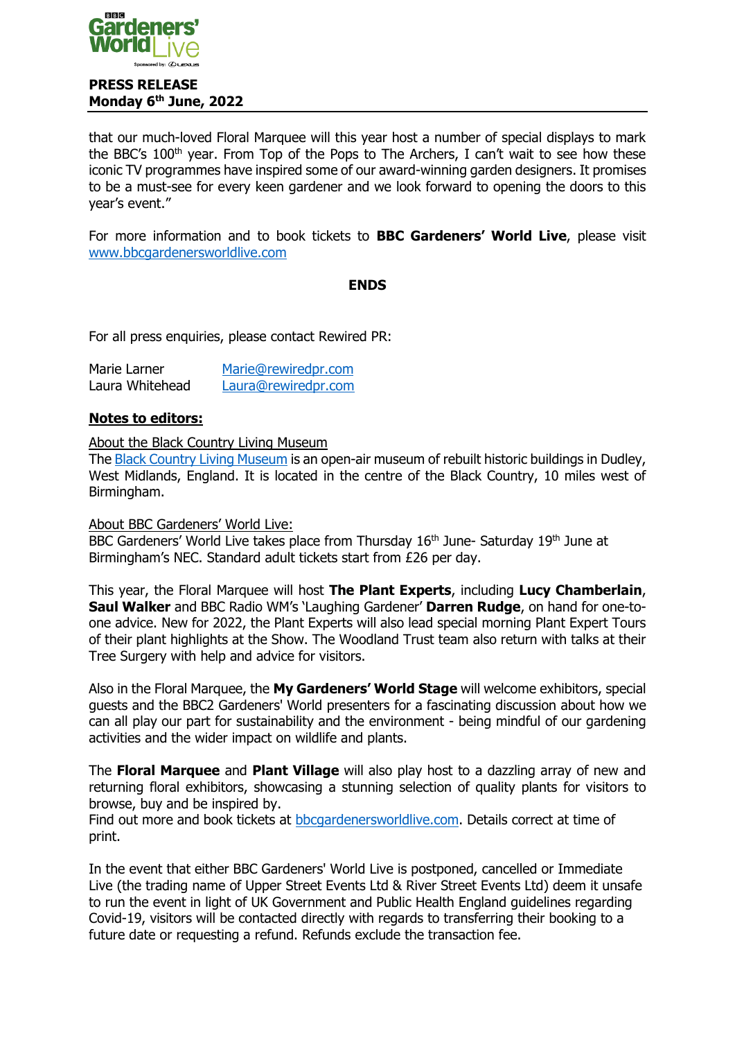that our much-loved Floral Marquee will this year host a number of special displays to mark the BBC's 100th year. From Top of the Pops to The Archers, I can't wait to see how these iconic TV programmes have inspired some of our award-winning garden designers. It promises to be a must-see for every keen gardener and we look forward to opening the doors to this year's event."

For more information and to book tickets to **BBC Gardeners' World Live**, please visit [www.bbcgardenersworldlive.com](www.bbcgardenersworldlive.com)

**ENDS**

For all press enquiries, please contact Rewired PR:

Marie Larner  Marie@rewiredpr.com
Laura Whitehead  Laura@rewiredpr.com

**Notes to editors:**

About the Black Country Living Museum

The Black Country Living Museum is an open-air museum of rebuilt historic buildings in Dudley, West Midlands, England. It is located in the centre of the Black Country, 10 miles west of Birmingham.

About BBC Gardeners' World Live:

BBC Gardeners' World Live takes place from Thursday 16th June- Saturday 19th June at Birmingham's NEC. Standard adult tickets start from £26 per day.

This year, the Floral Marquee will host **The Plant Experts**, including **Lucy Chamberlain**, **Saul Walker** and BBC Radio WM's 'Laughing Gardener' **Darren Rudge**, on hand for one-to-one advice. New for 2022, the Plant Experts will also lead special morning Plant Expert Tours of their plant highlights at the Show. The Woodland Trust team also return with talks at their Tree Surgery with help and advice for visitors.

Also in the Floral Marquee, the **My Gardeners' World Stage** will welcome exhibitors, special guests and the BBC2 Gardeners' World presenters for a fascinating discussion about how we can all play our part for sustainability and the environment - being mindful of our gardening activities and the wider impact on wildlife and plants.

The **Floral Marquee** and **Plant Village** will also play host to a dazzling array of new and returning floral exhibitors, showcasing a stunning selection of quality plants for visitors to browse, buy and be inspired by.
Find out more and book tickets at bbcgardenersworldlive.com. Details correct at time of print.

In the event that either BBC Gardeners' World Live is postponed, cancelled or Immediate Live (the trading name of Upper Street Events Ltd & River Street Events Ltd) deem it unsafe to run the event in light of UK Government and Public Health England guidelines regarding Covid-19, visitors will be contacted directly with regards to transferring their booking to a future date or requesting a refund. Refunds exclude the transaction fee.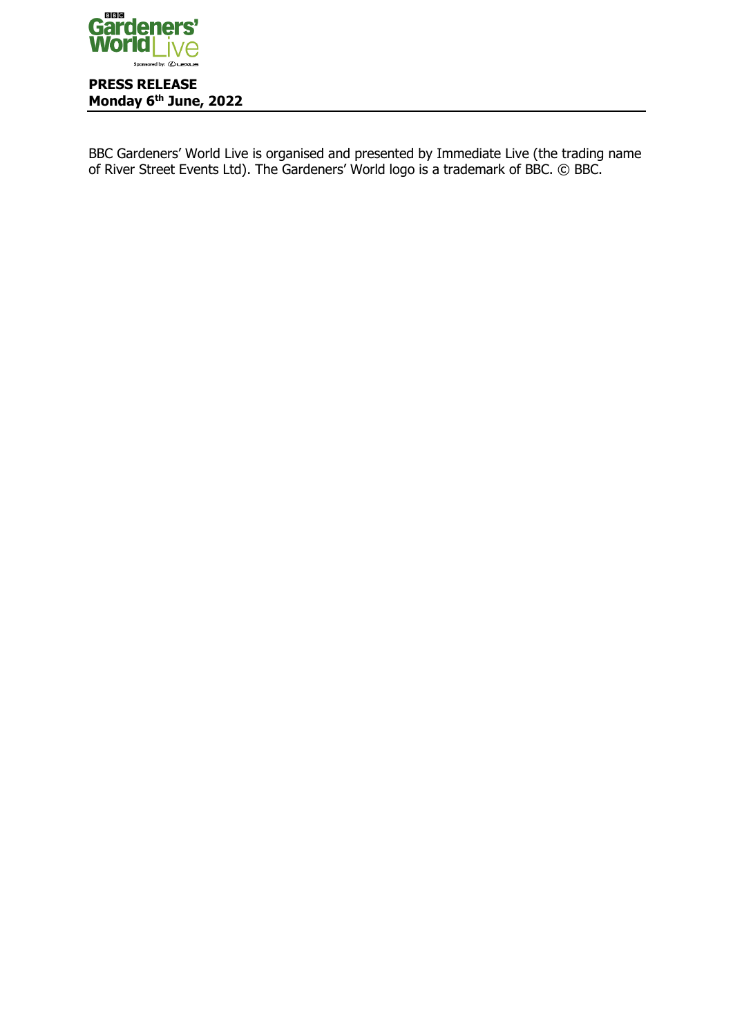**PRESS RELEASE**
**Monday 6th June, 2022**

BBC Gardeners' World Live is organised and presented by Immediate Live (the trading name of River Street Events Ltd). The Gardeners' World logo is a trademark of BBC. © BBC.